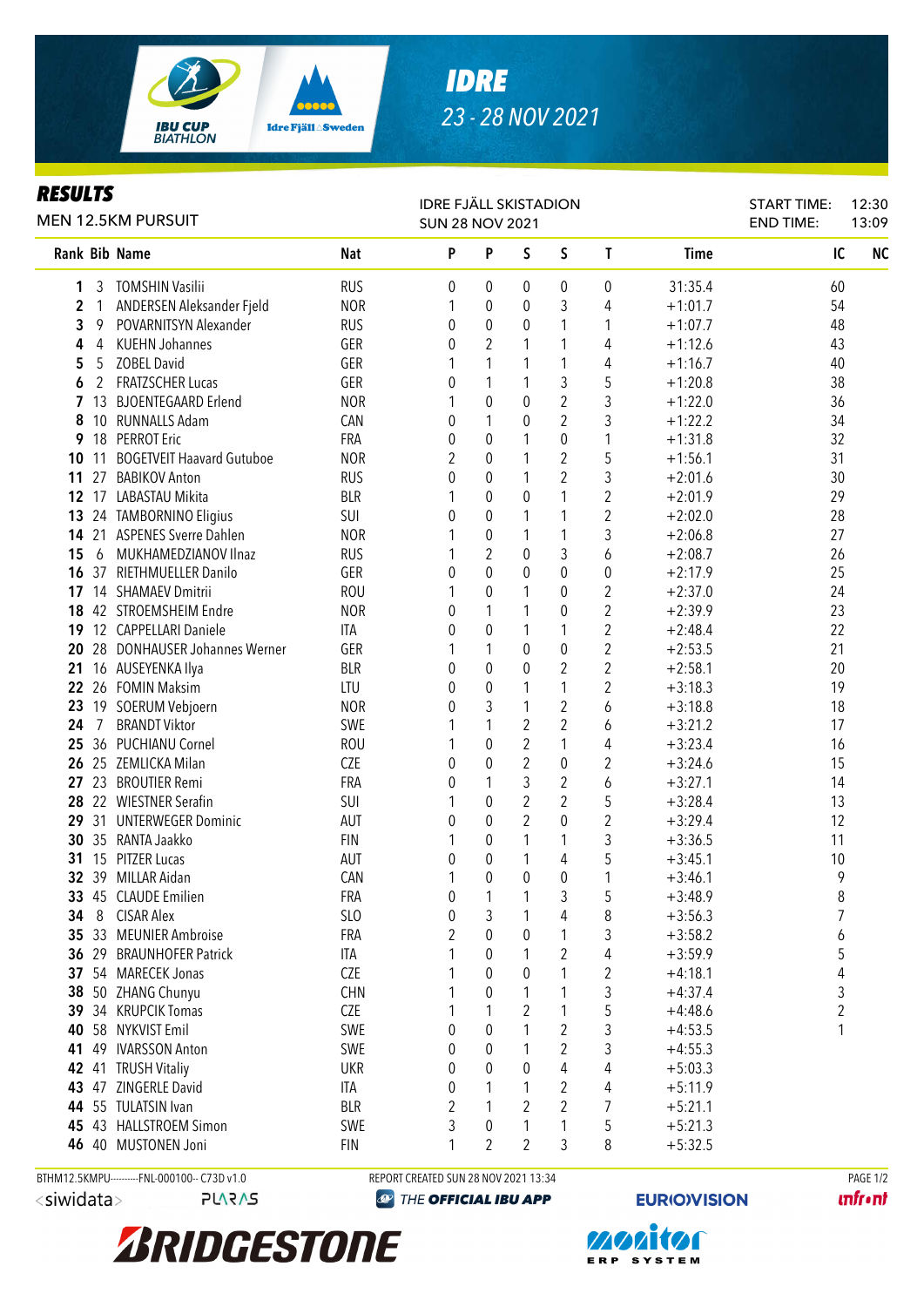# IDRE

23 - 28 NOV 2021

## RESULTS

MEN 12.5KM PURSUIT

IDRE FJÄLL SKISTADION
SUN 28 NOV 2021

START TIME: 12:30
END TIME: 13:09

| Rank | Bib | Name | Nat | P | P | S | S | T | Time | IC | NC |
|---|---|---|---|---|---|---|---|---|---|---|---|
| 1 | 3 | TOMSHIN Vasilii | RUS | 0 | 0 | 0 | 0 | 0 | 31:35.4 | 60 | |
| 2 | 1 | ANDERSEN Aleksander Fjeld | NOR | 1 | 0 | 0 | 3 | 4 | +1:01.7 | 54 | |
| 3 | 9 | POVARNITSYN Alexander | RUS | 0 | 0 | 0 | 1 | 1 | +1:07.7 | 48 | |
| 4 | 4 | KUEHN Johannes | GER | 0 | 2 | 1 | 1 | 4 | +1:12.6 | 43 | |
| 5 | 5 | ZOBEL David | GER | 1 | 1 | 1 | 1 | 4 | +1:16.7 | 40 | |
| 6 | 2 | FRATZSCHER Lucas | GER | 0 | 1 | 1 | 3 | 5 | +1:20.8 | 38 | |
| 7 | 13 | BJOENTEGAARD Erlend | NOR | 1 | 0 | 0 | 2 | 3 | +1:22.0 | 36 | |
| 8 | 10 | RUNNALLS Adam | CAN | 0 | 1 | 0 | 2 | 3 | +1:22.2 | 34 | |
| 9 | 18 | PERROT Eric | FRA | 0 | 0 | 1 | 0 | 1 | +1:31.8 | 32 | |
| 10 | 11 | BOGETVEIT Haavard Gutuboe | NOR | 2 | 0 | 1 | 2 | 5 | +1:56.1 | 31 | |
| 11 | 27 | BABIKOV Anton | RUS | 0 | 0 | 1 | 2 | 3 | +2:01.6 | 30 | |
| 12 | 17 | LABASTAU Mikita | BLR | 1 | 0 | 0 | 1 | 2 | +2:01.9 | 29 | |
| 13 | 24 | TAMBORNINO Eligius | SUI | 0 | 0 | 1 | 1 | 2 | +2:02.0 | 28 | |
| 14 | 21 | ASPENES Sverre Dahlen | NOR | 1 | 0 | 1 | 1 | 3 | +2:06.8 | 27 | |
| 15 | 6 | MUKHAMEDZIANOV Ilnaz | RUS | 1 | 2 | 0 | 3 | 6 | +2:08.7 | 26 | |
| 16 | 37 | RIETHMUELLER Danilo | GER | 0 | 0 | 0 | 0 | 0 | +2:17.9 | 25 | |
| 17 | 14 | SHAMAEV Dmitrii | ROU | 1 | 0 | 1 | 0 | 2 | +2:37.0 | 24 | |
| 18 | 42 | STROEMSHEIM Endre | NOR | 0 | 1 | 1 | 0 | 2 | +2:39.9 | 23 | |
| 19 | 12 | CAPPELLARI Daniele | ITA | 0 | 0 | 1 | 1 | 2 | +2:48.4 | 22 | |
| 20 | 28 | DONHAUSER Johannes Werner | GER | 1 | 1 | 0 | 0 | 2 | +2:53.5 | 21 | |
| 21 | 16 | AUSEYENKA Ilya | BLR | 0 | 0 | 0 | 2 | 2 | +2:58.1 | 20 | |
| 22 | 26 | FOMIN Maksim | LTU | 0 | 0 | 1 | 1 | 2 | +3:18.3 | 19 | |
| 23 | 19 | SOERUM Vebjoern | NOR | 0 | 3 | 1 | 2 | 6 | +3:18.8 | 18 | |
| 24 | 7 | BRANDT Viktor | SWE | 1 | 1 | 2 | 2 | 6 | +3:21.2 | 17 | |
| 25 | 36 | PUCHIANU Cornel | ROU | 1 | 0 | 2 | 1 | 4 | +3:23.4 | 16 | |
| 26 | 25 | ZEMLICKA Milan | CZE | 0 | 0 | 2 | 0 | 2 | +3:24.6 | 15 | |
| 27 | 23 | BROUTIER Remi | FRA | 0 | 1 | 3 | 2 | 6 | +3:27.1 | 14 | |
| 28 | 22 | WIESTNER Serafin | SUI | 1 | 0 | 2 | 2 | 5 | +3:28.4 | 13 | |
| 29 | 31 | UNTERWEGER Dominic | AUT | 0 | 0 | 2 | 0 | 2 | +3:29.4 | 12 | |
| 30 | 35 | RANTA Jaakko | FIN | 1 | 0 | 1 | 1 | 3 | +3:36.5 | 11 | |
| 31 | 15 | PITZER Lucas | AUT | 0 | 0 | 1 | 4 | 5 | +3:45.1 | 10 | |
| 32 | 39 | MILLAR Aidan | CAN | 1 | 0 | 0 | 0 | 1 | +3:46.1 | 9 | |
| 33 | 45 | CLAUDE Emilien | FRA | 0 | 1 | 1 | 3 | 5 | +3:48.9 | 8 | |
| 34 | 8 | CISAR Alex | SLO | 0 | 3 | 1 | 4 | 8 | +3:56.3 | 7 | |
| 35 | 33 | MEUNIER Ambroise | FRA | 2 | 0 | 0 | 1 | 3 | +3:58.2 | 6 | |
| 36 | 29 | BRAUNHOFER Patrick | ITA | 1 | 0 | 1 | 2 | 4 | +3:59.9 | 5 | |
| 37 | 54 | MARECEK Jonas | CZE | 1 | 0 | 0 | 1 | 2 | +4:18.1 | 4 | |
| 38 | 50 | ZHANG Chunyu | CHN | 1 | 0 | 1 | 1 | 3 | +4:37.4 | 3 | |
| 39 | 34 | KRUPCIK Tomas | CZE | 1 | 1 | 2 | 1 | 5 | +4:48.6 | 2 | |
| 40 | 58 | NYKVIST Emil | SWE | 0 | 0 | 1 | 2 | 3 | +4:53.5 | 1 | |
| 41 | 49 | IVARSSON Anton | SWE | 0 | 0 | 1 | 2 | 3 | +4:55.3 | | |
| 42 | 41 | TRUSH Vitaliy | UKR | 0 | 0 | 0 | 4 | 4 | +5:03.3 | | |
| 43 | 47 | ZINGERLE David | ITA | 0 | 1 | 1 | 2 | 4 | +5:11.9 | | |
| 44 | 55 | TULATSIN Ivan | BLR | 2 | 1 | 2 | 2 | 7 | +5:21.1 | | |
| 45 | 43 | HALLSTROEM Simon | SWE | 3 | 0 | 1 | 1 | 5 | +5:21.3 | | |
| 46 | 40 | MUSTONEN Joni | FIN | 1 | 2 | 2 | 3 | 8 | +5:32.5 | | |

BTHM12.5KMPU----------FNL-000100-- C73D v1.0
REPORT CREATED SUN 28 NOV 2021 13:34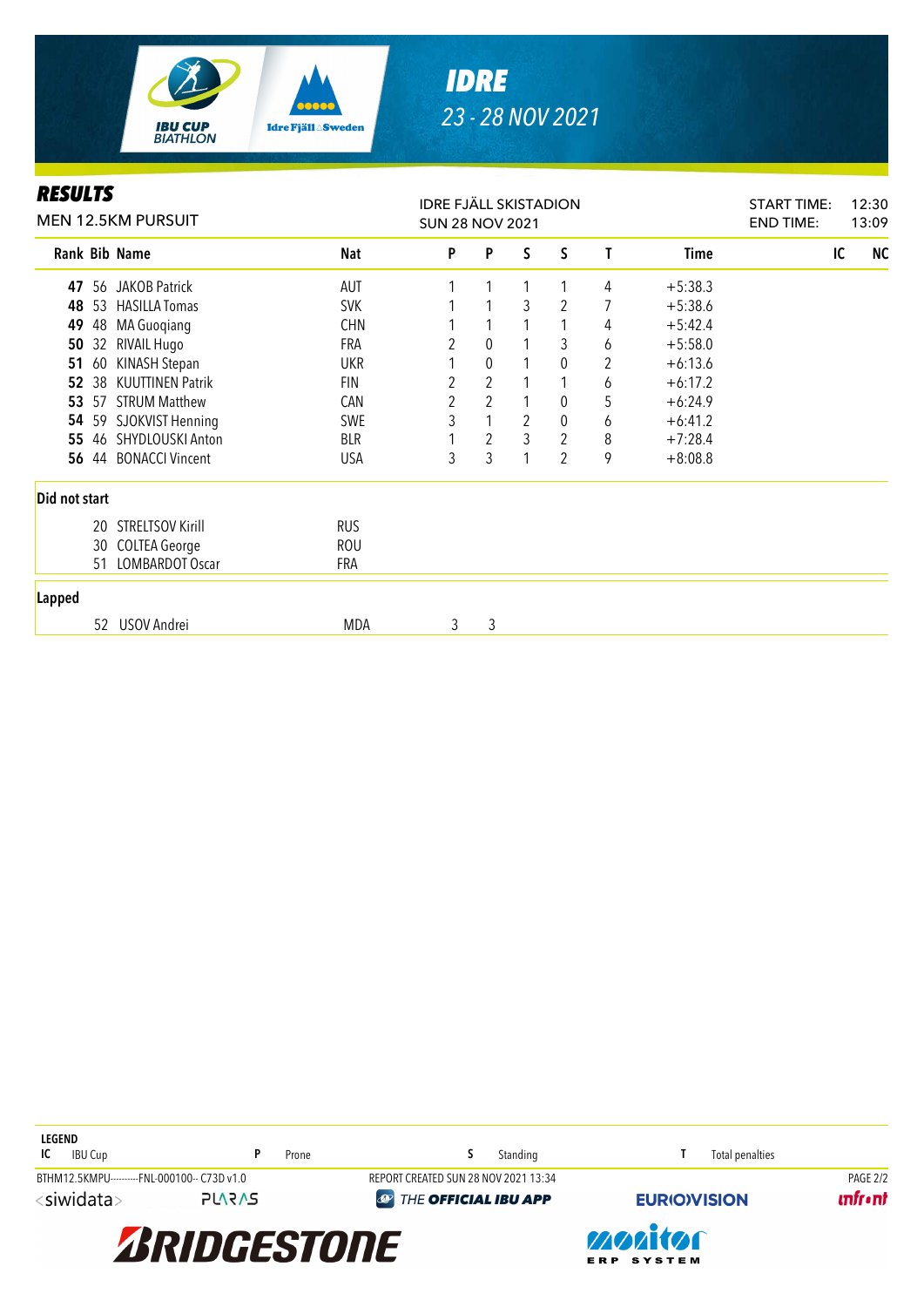# IDRE

23 - 28 NOV 2021

## RESULTS

MEN 12.5KM PURSUIT

IDRE FJÄLL SKISTADION
SUN 28 NOV 2021

START TIME: 12:30
END TIME: 13:09

| Rank | Bib | Name | Nat | P | P | S | S | T | Time | IC | NC |
|---|---|---|---|---|---|---|---|---|---|---|---|
| **47** | 56 | JAKOB Patrick | AUT | 1 | 1 | 1 | 1 | 4 | +5:38.3 | | |
| **48** | 53 | HASILLA Tomas | SVK | 1 | 1 | 3 | 2 | 7 | +5:38.6 | | |
| **49** | 48 | MA Guoqiang | CHN | 1 | 1 | 1 | 1 | 4 | +5:42.4 | | |
| **50** | 32 | RIVAIL Hugo | FRA | 2 | 0 | 1 | 3 | 6 | +5:58.0 | | |
| **51** | 60 | KINASH Stepan | UKR | 1 | 0 | 1 | 0 | 2 | +6:13.6 | | |
| **52** | 38 | KUUTTINEN Patrik | FIN | 2 | 2 | 1 | 1 | 6 | +6:17.2 | | |
| **53** | 57 | STRUM Matthew | CAN | 2 | 2 | 1 | 0 | 5 | +6:24.9 | | |
| **54** | 59 | SJOKVIST Henning | SWE | 3 | 1 | 2 | 0 | 6 | +6:41.2 | | |
| **55** | 46 | SHYDLOUSKI Anton | BLR | 1 | 2 | 3 | 2 | 8 | +7:28.4 | | |
| **56** | 44 | BONACCI Vincent | USA | 3 | 3 | 1 | 2 | 9 | +8:08.8 | | |

**Did not start**

| Bib | Name | Nat |
|---|---|---|
| 20 | STRELTSOV Kirill | RUS |
| 30 | COLTEA George | ROU |
| 51 | LOMBARDOT Oscar | FRA |

**Lapped**

| Bib | Name | Nat | P | P |
|---|---|---|---|---|
| 52 | USOV Andrei | MDA | 3 | 3 |

**LEGEND**

IC IBU Cup P Prone S Standing T Total penalties

BTHM12.5KMPU----------FNL-000100-- C73D v1.0 REPORT CREATED SUN 28 NOV 2021 13:34